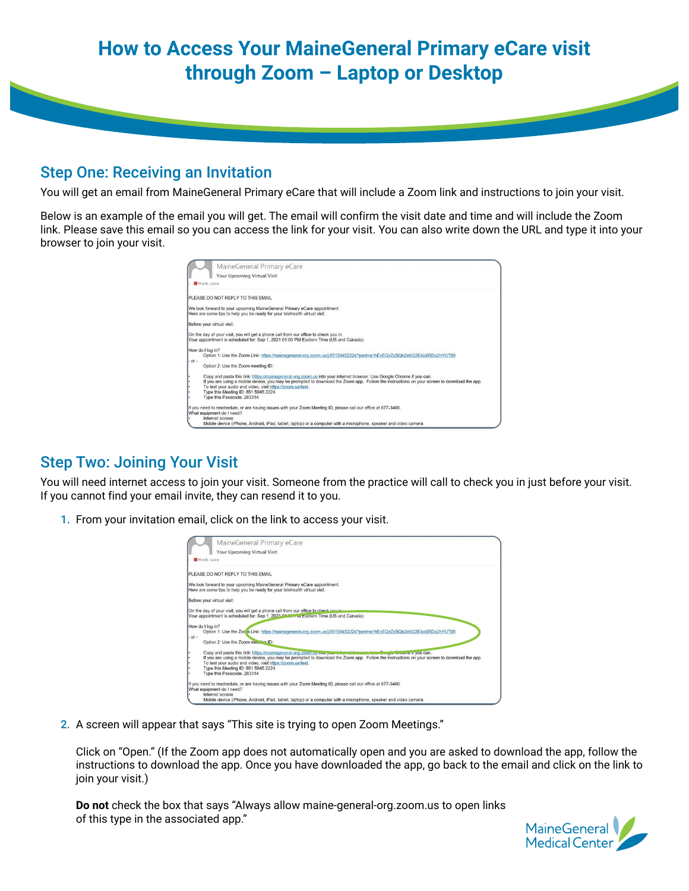# How to Access Your MaineGeneral Primary eCare visit through Zoom – Laptop or Desktop

## Step One: Receiving an Invitation

You will get an email from MaineGeneral Primary eCare that will include a Zoom link and instructions to join your visit.

Below is an example of the email you will get. The email will confirm the visit date and time and will include the Zoom link. Please save this email so you can access the link for your visit. You can also write down the URL and type it into your browser to join your visit.

## Step Two: Joining Your Visit

You will need internet access to join your visit. Someone from the practice will call to check you in just before your visit. If you cannot find your email invite, they can resend it to you.

1. From your invitation email, click on the link to access your visit.

2. A screen will appear that says "This site is trying to open Zoom Meetings."

   Click on "Open." (If the Zoom app does not automatically open and you are asked to download the app, follow the instructions to download the app. Once you have downloaded the app, go back to the email and click on the link to join your visit.)

   **Do not** check the box that says "Always allow maine-general-org.zoom.us to open links of this type in the associated app."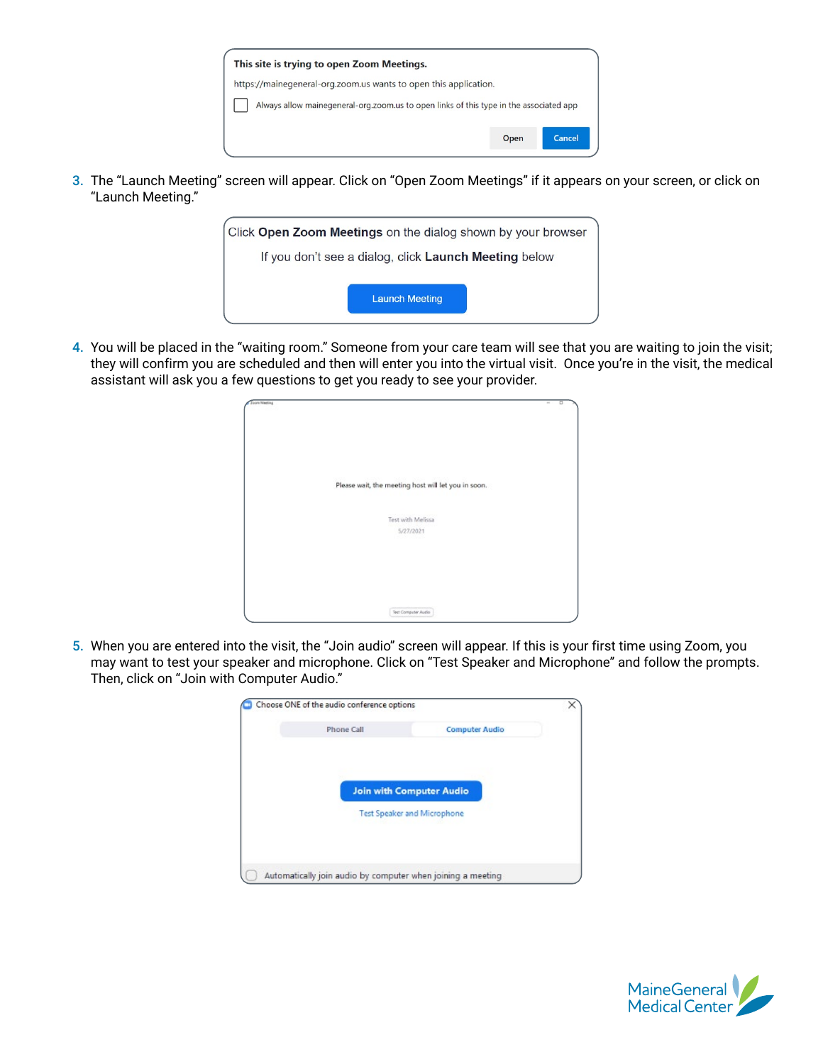This site is trying to open Zoom Meetings.

https://mainegeneral-org.zoom.us wants to open this application.

Always allow mainegeneral-org.zoom.us to open links of this type in the associated app

Open Cancel

3. The "Launch Meeting" screen will appear. Click on "Open Zoom Meetings" if it appears on your screen, or click on "Launch Meeting."

Click **Open Zoom Meetings** on the dialog shown by your browser

If you don't see a dialog, click **Launch Meeting** below

Launch Meeting

4. You will be placed in the "waiting room." Someone from your care team will see that you are waiting to join the visit; they will confirm you are scheduled and then will enter you into the virtual visit. Once you're in the visit, the medical assistant will ask you a few questions to get you ready to see your provider.

Please wait, the meeting host will let you in soon.

Test with Melissa

5/27/2021

Test Computer Audio

5. When you are entered into the visit, the "Join audio" screen will appear. If this is your first time using Zoom, you may want to test your speaker and microphone. Click on "Test Speaker and Microphone" and follow the prompts. Then, click on "Join with Computer Audio."

Choose ONE of the audio conference options

Phone Call | Computer Audio

Join with Computer Audio

Test Speaker and Microphone

Automatically join audio by computer when joining a meeting

MaineGeneral Medical Center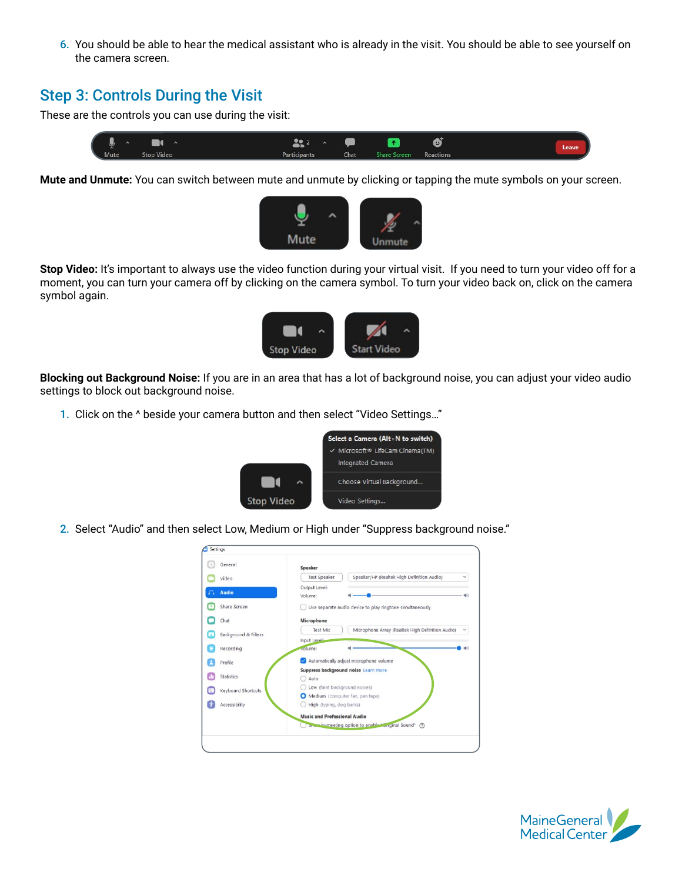6. You should be able to hear the medical assistant who is already in the visit. You should be able to see yourself on the camera screen.

## Step 3: Controls During the Visit

These are the controls you can use during the visit:

**Mute and Unmute:** You can switch between mute and unmute by clicking or tapping the mute symbols on your screen.

**Stop Video:** It's important to always use the video function during your virtual visit. If you need to turn your video off for a moment, you can turn your camera off by clicking on the camera symbol. To turn your video back on, click on the camera symbol again.

**Blocking out Background Noise:** If you are in an area that has a lot of background noise, you can adjust your video audio settings to block out background noise.

1. Click on the ^ beside your camera button and then select "Video Settings…"
2. Select "Audio" and then select Low, Medium or High under "Suppress background noise."